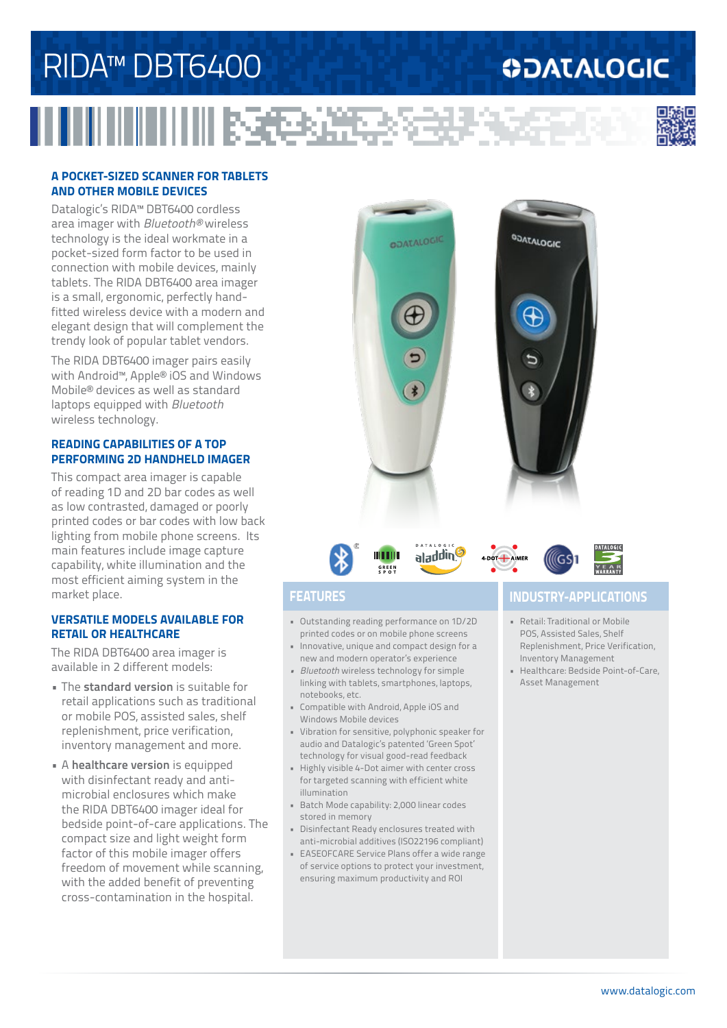# RIDA™ DBT6400

## A POCKET-SIZED SCANNER FOR TABLETS AND OTHER MOBILE DEVICES

Datalogic's RIDA™ DBT6400 cordless area imager with *Bluetooth®* wireless technology is the ideal workmate in a pocket-sized form factor to be used in connection with mobile devices, mainly tablets. The RIDA DBT6400 area imager is a small, ergonomic, perfectly hand-fitted wireless device with a modern and elegant design that will complement the trendy look of popular tablet vendors.

The RIDA DBT6400 imager pairs easily with Android™, Apple® iOS and Windows Mobile® devices as well as standard laptops equipped with *Bluetooth* wireless technology.

## READING CAPABILITIES OF A TOP PERFORMING 2D HANDHELD IMAGER

This compact area imager is capable of reading 1D and 2D bar codes as well as low contrasted, damaged or poorly printed codes or bar codes with low back lighting from mobile phone screens. Its main features include image capture capability, white illumination and the most efficient aiming system in the market place.

## VERSATILE MODELS AVAILABLE FOR RETAIL OR HEALTHCARE

The RIDA DBT6400 area imager is available in 2 different models:

- The **standard version** is suitable for retail applications such as traditional or mobile POS, assisted sales, shelf replenishment, price verification, inventory management and more.
- A **healthcare version** is equipped with disinfectant ready and anti-microbial enclosures which make the RIDA DBT6400 imager ideal for bedside point-of-care applications. The compact size and light weight form factor of this mobile imager offers freedom of movement while scanning, with the added benefit of preventing cross-contamination in the hospital.

## FEATURES

- Outstanding reading performance on 1D/2D printed codes or on mobile phone screens
- Innovative, unique and compact design for a new and modern operator's experience
- *Bluetooth* wireless technology for simple linking with tablets, smartphones, laptops, notebooks, etc.
- Compatible with Android, Apple iOS and Windows Mobile devices
- Vibration for sensitive, polyphonic speaker for audio and Datalogic's patented 'Green Spot' technology for visual good-read feedback
- Highly visible 4-Dot aimer with center cross for targeted scanning with efficient white illumination
- Batch Mode capability: 2,000 linear codes stored in memory
- Disinfectant Ready enclosures treated with anti-microbial additives (ISO22196 compliant)
- EASEOFCARE Service Plans offer a wide range of service options to protect your investment, ensuring maximum productivity and ROI

## INDUSTRY-APPLICATIONS

- Retail: Traditional or Mobile POS, Assisted Sales, Shelf Replenishment, Price Verification, Inventory Management
- Healthcare: Bedside Point-of-Care, Asset Management

www.datalogic.com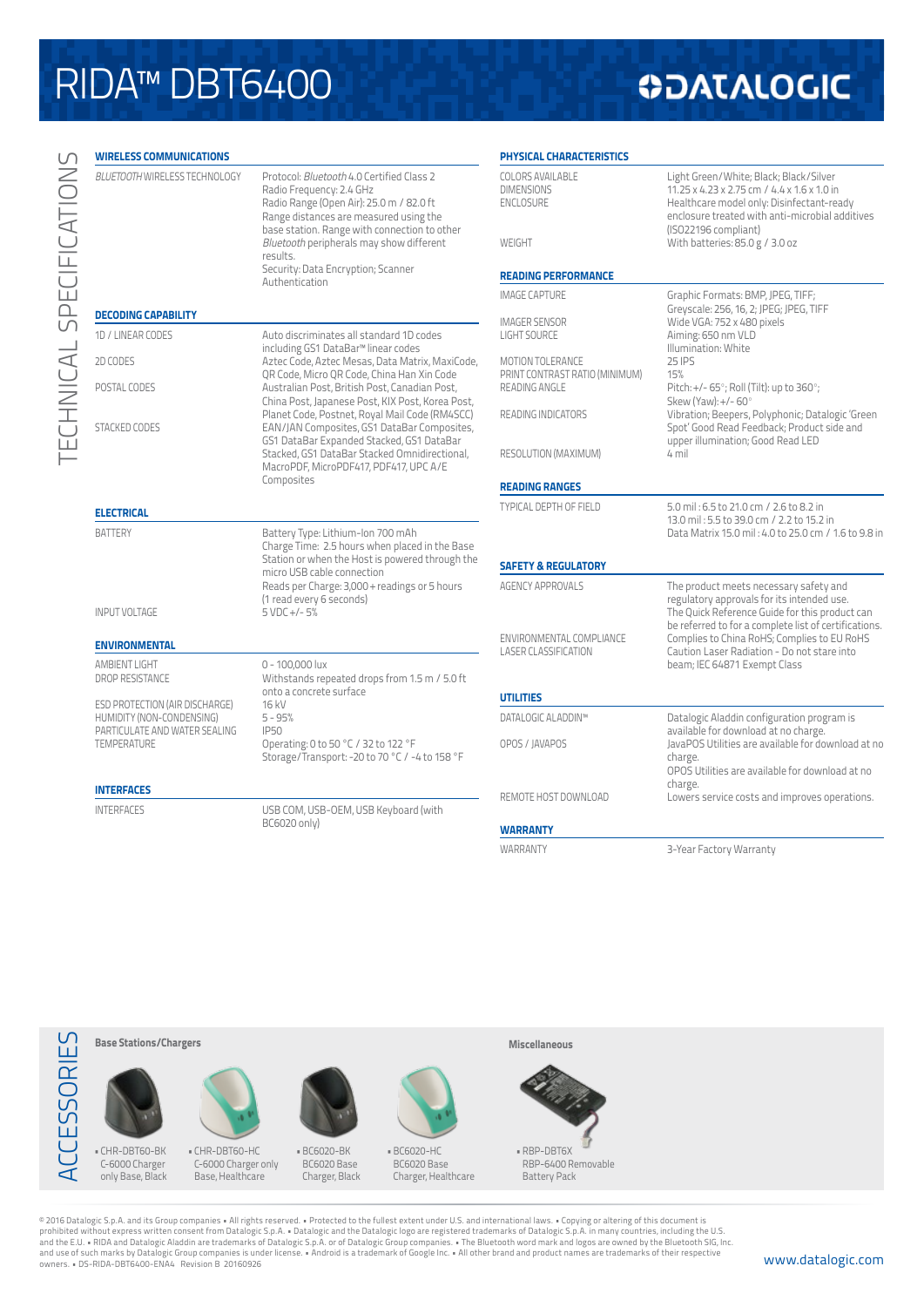# RIDA™ DBT6400

DATALOGIC

## TECHNICAL SPECIFICATIONS

### WIRELESS COMMUNICATIONS

| | |
|---|---|
| *BLUETOOTH* WIRELESS TECHNOLOGY | Protocol: *Bluetooth* 4.0 Certified Class 2<br>Radio Frequency: 2.4 GHz<br>Radio Range (Open Air): 25.0 m / 82.0 ft<br>Range distances are measured using the base station. Range with connection to other *Bluetooth* peripherals may show different results.<br>Security: Data Encryption; Scanner Authentication |

### DECODING CAPABILITY

| | |
|---|---|
| 1D / LINEAR CODES | Auto discriminates all standard 1D codes including GS1 DataBar™ linear codes |
| 2D CODES | Aztec Code, Aztec Mesas, Data Matrix, MaxiCode, QR Code, Micro QR Code, China Han Xin Code |
| POSTAL CODES | Australian Post, British Post, Canadian Post, China Post, Japanese Post, KIX Post, Korea Post, Planet Code, Postnet, Royal Mail Code (RM4SCC) |
| STACKED CODES | EAN/JAN Composites, GS1 DataBar Composites, GS1 DataBar Expanded Stacked, GS1 DataBar Stacked, GS1 DataBar Stacked Omnidirectional, MacroPDF, MicroPDF417, PDF417, UPC A/E Composites |

### ELECTRICAL

| | |
|---|---|
| BATTERY | Battery Type: Lithium-Ion 700 mAh<br>Charge Time: 2.5 hours when placed in the Base Station or when the Host is powered through the micro USB cable connection<br>Reads per Charge: 3,000+ readings or 5 hours (1 read every 6 seconds) |
| INPUT VOLTAGE | 5 VDC +/- 5% |

### ENVIRONMENTAL

| | |
|---|---|
| AMBIENT LIGHT | 0 - 100,000 lux |
| DROP RESISTANCE | Withstands repeated drops from 1.5 m / 5.0 ft onto a concrete surface |
| ESD PROTECTION (AIR DISCHARGE) | 16 kV |
| HUMIDITY (NON-CONDENSING) | 5 - 95% |
| PARTICULATE AND WATER SEALING | IP50 |
| TEMPERATURE | Operating: 0 to 50 °C / 32 to 122 °F<br>Storage/Transport: -20 to 70 °C / -4 to 158 °F |

### INTERFACES

| | |
|---|---|
| INTERFACES | USB COM, USB-OEM, USB Keyboard (with BC6020 only) |

### PHYSICAL CHARACTERISTICS

| | |
|---|---|
| COLORS AVAILABLE | Light Green/White; Black; Black/Silver |
| DIMENSIONS | 11.25 x 4.23 x 2.75 cm / 4.4 x 1.6 x 1.0 in |
| ENCLOSURE | Healthcare model only: Disinfectant-ready enclosure treated with anti-microbial additives (ISO22196 compliant) |
| WEIGHT | With batteries: 85.0 g / 3.0 oz |

### READING PERFORMANCE

| | |
|---|---|
| IMAGE CAPTURE | Graphic Formats: BMP, JPEG, TIFF;<br>Greyscale: 256, 16, 2; JPEG; JPEG, TIFF |
| IMAGER SENSOR | Wide VGA: 752 x 480 pixels |
| LIGHT SOURCE | Aiming: 650 nm VLD<br>Illumination: White |
| MOTION TOLERANCE | 25 IPS |
| PRINT CONTRAST RATIO (MINIMUM) | 15% |
| READING ANGLE | Pitch: +/- 65°; Roll (Tilt): up to 360°;<br>Skew (Yaw): +/- 60° |
| READING INDICATORS | Vibration; Beepers, Polyphonic; Datalogic 'Green Spot' Good Read Feedback; Product side and upper illumination; Good Read LED |
| RESOLUTION (MAXIMUM) | 4 mil |

### READING RANGES

| | |
|---|---|
| TYPICAL DEPTH OF FIELD | 5.0 mil : 6.5 to 21.0 cm / 2.6 to 8.2 in<br>13.0 mil : 5.5 to 39.0 cm / 2.2 to 15.2 in<br>Data Matrix 15.0 mil : 4.0 to 25.0 cm / 1.6 to 9.8 in |

### SAFETY & REGULATORY

| | |
|---|---|
| AGENCY APPROVALS | The product meets necessary safety and regulatory approvals for its intended use.<br>The Quick Reference Guide for this product can be referred to for a complete list of certifications. |
| ENVIRONMENTAL COMPLIANCE | Complies to China RoHS; Complies to EU RoHS |
| LASER CLASSIFICATION | Caution Laser Radiation - Do not stare into beam; IEC 64871 Exempt Class |

### UTILITIES

| | |
|---|---|
| DATALOGIC ALADDIN™ | Datalogic Aladdin configuration program is available for download at no charge. |
| OPOS / JAVAPOS | JavaPOS Utilities are available for download at no charge.<br>OPOS Utilities are available for download at no charge. |
| REMOTE HOST DOWNLOAD | Lowers service costs and improves operations. |

### WARRANTY

| | |
|---|---|
| WARRANTY | 3-Year Factory Warranty |

## ACCESSORIES

**Base Stations/Chargers**

- CHR-DBT60-BK C-6000 Charger only Base, Black
- CHR-DBT60-HC C-6000 Charger only Base, Healthcare
- BC6020-BK BC6020 Base Charger, Black
- BC6020-HC BC6020 Base Charger, Healthcare

**Miscellaneous**

- RBP-DBT6X RBP-6400 Removable Battery Pack

© 2016 Datalogic S.p.A. and its Group companies • All rights reserved. • Protected to the fullest extent under U.S. and international laws. • Copying or altering of this document is prohibited without express written consent from Datalogic S.p.A. • Datalogic and the Datalogic logo are registered trademarks of Datalogic S.p.A. in many countries, including the U.S. and the E.U. • RIDA and Datalogic Aladdin are trademarks of Datalogic S.p.A. or of Datalogic Group companies. • The Bluetooth word mark and logos are owned by the Bluetooth SIG, Inc. and use of such marks by Datalogic Group companies is under license. • Android is a trademark of Google Inc. • All other brand and product names are trademarks of their respective owners. • DS-RIDA-DBT6400-ENA4 Revision B 20160926

www.datalogic.com